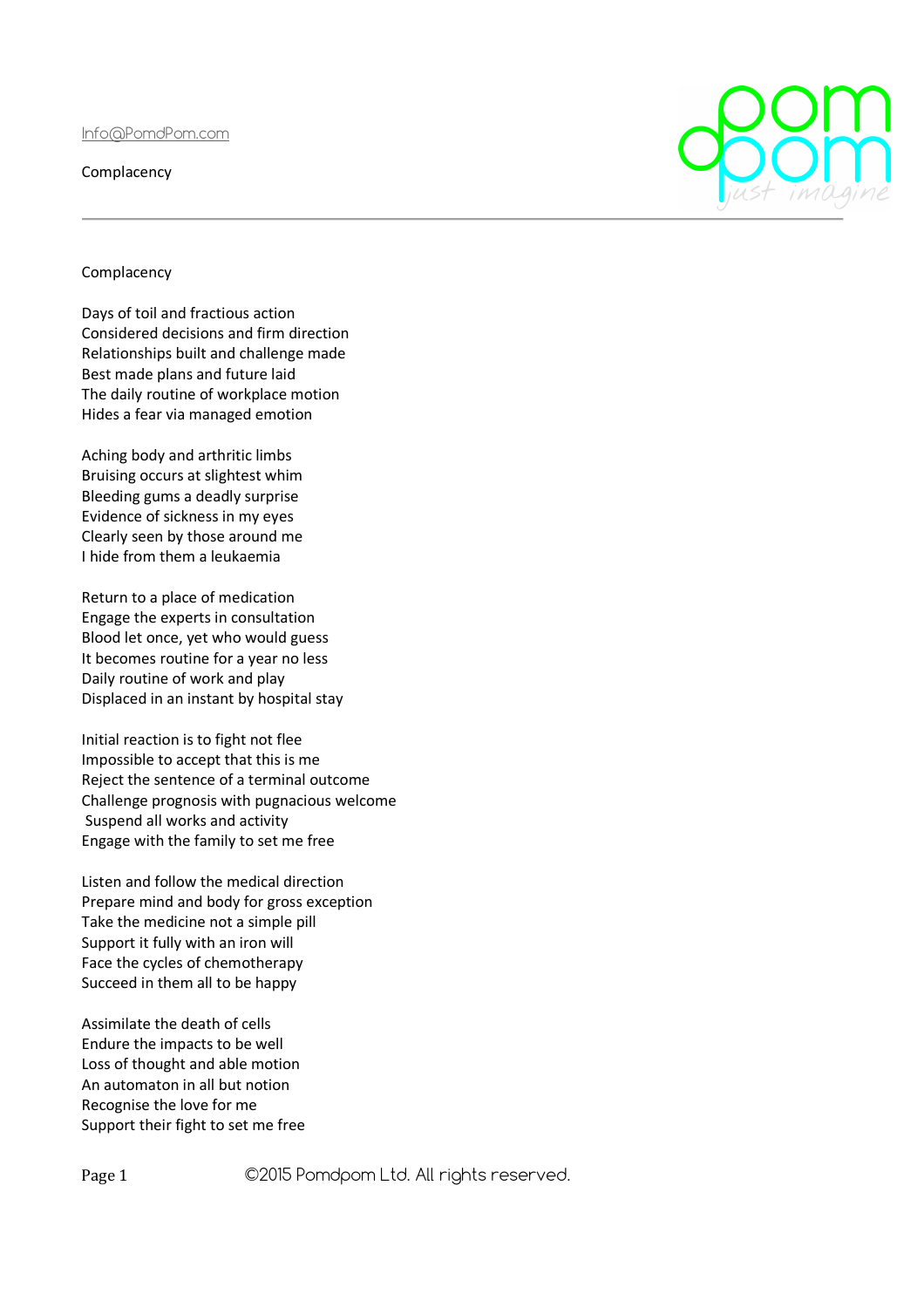Info@PomdPom.com

Complacency

---

# Complacency

Days of toil and fractious action  
Considered decisions and firm direction  
Relationships built and challenge made  
Best made plans and future laid  
The daily routine of workplace motion  
Hides a fear via managed emotion

Aching body and arthritic limbs  
Bruising occurs at slightest whim  
Bleeding gums a deadly surprise  
Evidence of sickness in my eyes  
Clearly seen by those around me  
I hide from them a leukaemia

Return to a place of medication  
Engage the experts in consultation  
Blood let once, yet who would guess  
It becomes routine for a year no less  
Daily routine of work and play  
Displaced in an instant by hospital stay

Initial reaction is to fight not flee  
Impossible to accept that this is me  
Reject the sentence of a terminal outcome  
Challenge prognosis with pugnacious welcome  
Suspend all works and activity  
Engage with the family to set me free

Listen and follow the medical direction  
Prepare mind and body for gross exception  
Take the medicine not a simple pill  
Support it fully with an iron will  
Face the cycles of chemotherapy  
Succeed in them all to be happy

Assimilate the death of cells  
Endure the impacts to be well  
Loss of thought and able motion  
An automaton in all but notion  
Recognise the love for me  
Support their fight to set me free

©2015 Pomdpom Ltd. All rights reserved.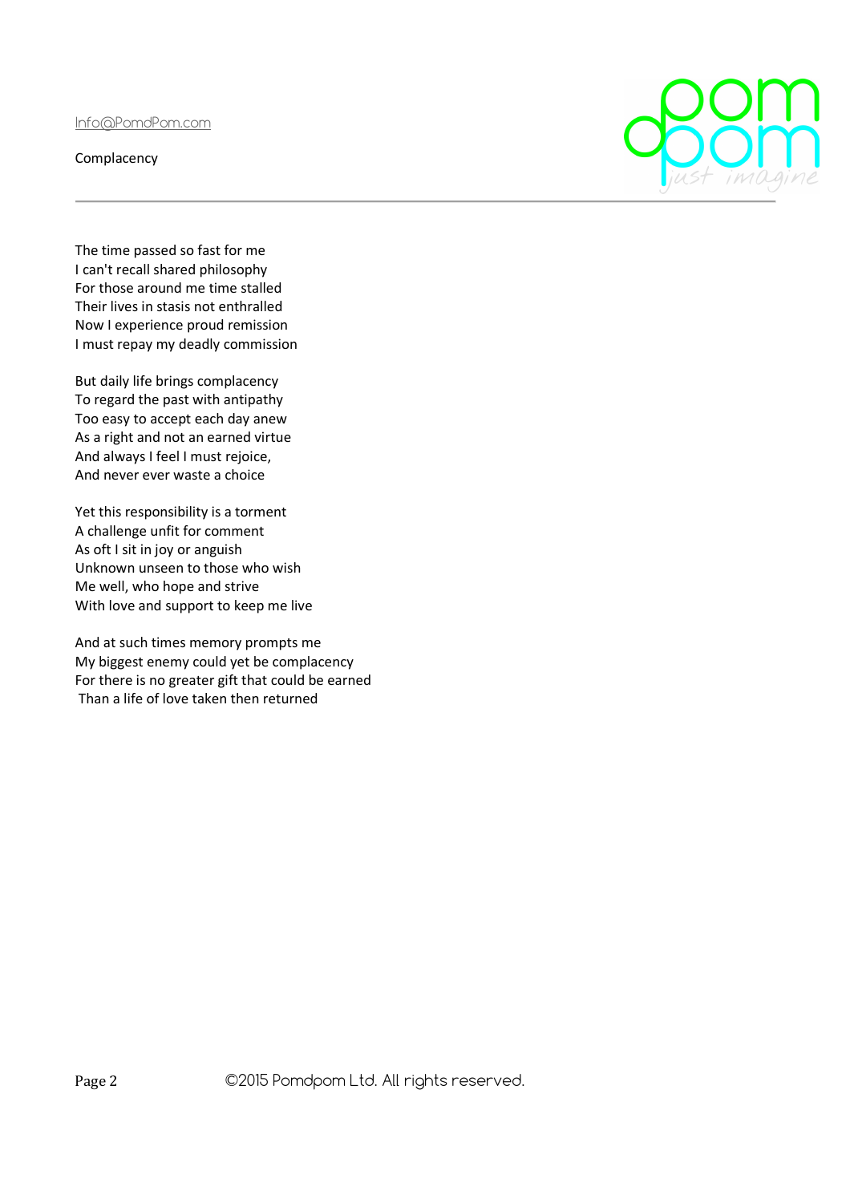Info@PomdPom.com

Complacency

---

The time passed so fast for me
I can't recall shared philosophy
For those around me time stalled
Their lives in stasis not enthralled
Now I experience proud remission
I must repay my deadly commission

But daily life brings complacency
To regard the past with antipathy
Too easy to accept each day anew
As a right and not an earned virtue
And always I feel I must rejoice,
And never ever waste a choice

Yet this responsibility is a torment
A challenge unfit for comment
As oft I sit in joy or anguish
Unknown unseen to those who wish
Me well, who hope and strive
With love and support to keep me live

And at such times memory prompts me
My biggest enemy could yet be complacency
For there is no greater gift that could be earned
Than a life of love taken then returned

©2015 Pomdpom Ltd. All rights reserved.